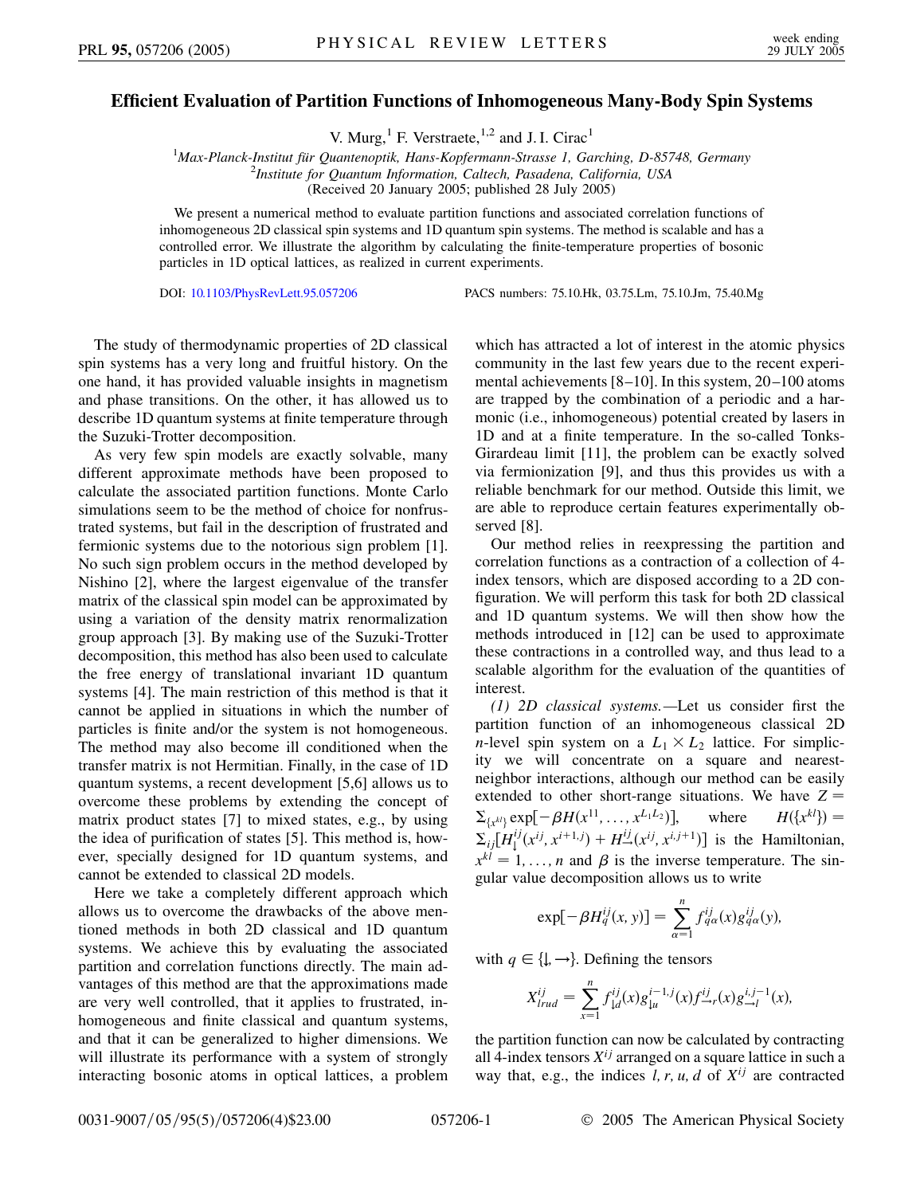# Efficient Evaluation of Partition Functions of Inhomogeneous Many-Body Spin Systems

V. Murg,[1] F. Verstraete,[1,2] and J. I. Cirac[1]

[1]*Max-Planck-Institut für Quantenoptik, Hans-Kopfermann-Strasse 1, Garching, D-85748, Germany*
[2]*Institute for Quantum Information, Caltech, Pasadena, California, USA*
(Received 20 January 2005; published 28 July 2005)

We present a numerical method to evaluate partition functions and associated correlation functions of inhomogeneous 2D classical spin systems and 1D quantum spin systems. The method is scalable and has a controlled error. We illustrate the algorithm by calculating the finite-temperature properties of bosonic particles in 1D optical lattices, as realized in current experiments.

DOI: 10.1103/PhysRevLett.95.057206 PACS numbers: 75.10.Hk, 03.75.Lm, 75.10.Jm, 75.40.Mg

The study of thermodynamic properties of 2D classical spin systems has a very long and fruitful history. On the one hand, it has provided valuable insights in magnetism and phase transitions. On the other, it has allowed us to describe 1D quantum systems at finite temperature through the Suzuki-Trotter decomposition.

As very few spin models are exactly solvable, many different approximate methods have been proposed to calculate the associated partition functions. Monte Carlo simulations seem to be the method of choice for nonfrustrated systems, but fail in the description of frustrated and fermionic systems due to the notorious sign problem [1]. No such sign problem occurs in the method developed by Nishino [2], where the largest eigenvalue of the transfer matrix of the classical spin model can be approximated by using a variation of the density matrix renormalization group approach [3]. By making use of the Suzuki-Trotter decomposition, this method has also been used to calculate the free energy of translational invariant 1D quantum systems [4]. The main restriction of this method is that it cannot be applied in situations in which the number of particles is finite and/or the system is not homogeneous. The method may also become ill conditioned when the transfer matrix is not Hermitian. Finally, in the case of 1D quantum systems, a recent development [5,6] allows us to overcome these problems by extending the concept of matrix product states [7] to mixed states, e.g., by using the idea of purification of states [5]. This method is, however, specially designed for 1D quantum systems, and cannot be extended to classical 2D models.

Here we take a completely different approach which allows us to overcome the drawbacks of the above mentioned methods in both 2D classical and 1D quantum systems. We achieve this by evaluating the associated partition and correlation functions directly. The main advantages of this method are that the approximations made are very well controlled, that it applies to frustrated, inhomogeneous and finite classical and quantum systems, and that it can be generalized to higher dimensions. We will illustrate its performance with a system of strongly interacting bosonic atoms in optical lattices, a problem which has attracted a lot of interest in the atomic physics community in the last few years due to the recent experimental achievements [8–10]. In this system, 20–100 atoms are trapped by the combination of a periodic and a harmonic (i.e., inhomogeneous) potential created by lasers in 1D and at a finite temperature. In the so-called Tonks-Girardeau limit [11], the problem can be exactly solved via fermionization [9], and thus this provides us with a reliable benchmark for our method. Outside this limit, we are able to reproduce certain features experimentally observed [8].

Our method relies in reexpressing the partition and correlation functions as a contraction of a collection of 4-index tensors, which are disposed according to a 2D configuration. We will perform this task for both 2D classical and 1D quantum systems. We will then show how the methods introduced in [12] can be used to approximate these contractions in a controlled way, and thus lead to a scalable algorithm for the evaluation of the quantities of interest.

*(1) 2D classical systems.*—Let us consider first the partition function of an inhomogeneous classical 2D $n$-level spin system on a $L_1 \times L_2$ lattice. For simplicity we will concentrate on a square and nearest-neighbor interactions, although our method can be easily extended to other short-range situations. We have $Z = \sum_{\{x^{kl}\}} \exp[-\beta H(x^{11}, \ldots, x^{L_1 L_2})]$, where $H(\{x^{kl}\}) = \sum_{ij}[H_{\downarrow}^{ij}(x^{ij}, x^{i+1,j}) + H_{\rightarrow}^{ij}(x^{ij}, x^{i,j+1})]$ is the Hamiltonian, $x^{kl} = 1, \ldots, n$ and $\beta$ is the inverse temperature. The singular value decomposition allows us to write

$$\exp[-\beta H_q^{ij}(x, y)] = \sum_{\alpha=1}^{n} f_{q\alpha}^{ij}(x) g_{q\alpha}^{ij}(y),$$

with $q \in \{\downarrow, \rightarrow\}$. Defining the tensors

$$X_{lrud}^{ij} = \sum_{x=1}^{n} f_{\downarrow d}^{ij}(x) g_{\downarrow u}^{i-1,j}(x) f_{\rightarrow r}^{ij}(x) g_{\rightarrow l}^{i,j-1}(x),$$

the partition function can now be calculated by contracting all 4-index tensors $X^{ij}$ arranged on a square lattice in such a way that, e.g., the indices $l, r, u, d$ of $X^{ij}$ are contracted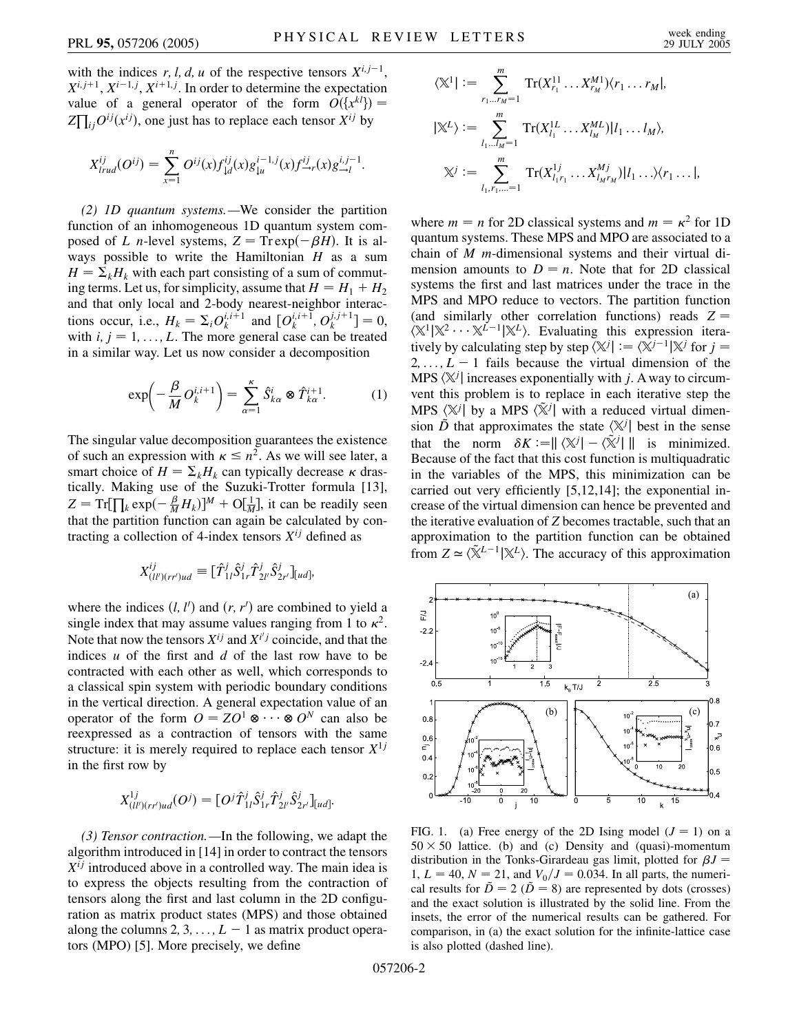with the indices $r, l, d, u$ of the respective tensors $X^{i,j-1}$, $X^{i,j+1}$, $X^{i-1,j}$, $X^{i+1,j}$. In order to determine the expectation value of a general operator of the form $O(\{x^{kl}\}) = Z\prod_{ij} O^{ij}(x^{ij})$, one just has to replace each tensor $X^{ij}$ by

$$X^{ij}_{lrud}(O^{ij}) = \sum_{x=1}^{n} O^{ij}(x) f^{ij}_{\downarrow d}(x) g^{i-1,j}_{\downarrow u}(x) f^{ij}_{\rightarrow r}(x) g^{i,j-1}_{\rightarrow l}.$$

*(2) 1D quantum systems.*—We consider the partition function of an inhomogeneous 1D quantum system composed of $L$ $n$-level systems, $Z = \mathrm{Tr}\exp(-\beta H)$. It is always possible to write the Hamiltonian $H$ as a sum $H = \Sigma_k H_k$ with each part consisting of a sum of commuting terms. Let us, for simplicity, assume that $H = H_1 + H_2$ and that only local and 2-body nearest-neighbor interactions occur, i.e., $H_k = \Sigma_i O_k^{i,i+1}$ and $[O_k^{i,i+1}, O_k^{j,j+1}] = 0$, with $i, j = 1, \ldots, L$. The more general case can be treated in a similar way. Let us now consider a decomposition

$$\exp\left(-\frac{\beta}{M} O_k^{i,i+1}\right) = \sum_{\alpha=1}^{\kappa} \hat{S}^i_{k\alpha} \otimes \hat{T}^{i+1}_{k\alpha}. \tag{1}$$

The singular value decomposition guarantees the existence of such an expression with $\kappa \leq n^2$. As we will see later, a smart choice of $H = \Sigma_k H_k$ can typically decrease $\kappa$ drastically. Making use of the Suzuki-Trotter formula [13], $Z = \mathrm{Tr}[\prod_k \exp(-\frac{\beta}{M} H_k)]^M + \mathrm{O}[\frac{1}{M}]$, it can be readily seen that the partition function can again be calculated by contracting a collection of 4-index tensors $X^{ij}$ defined as

$$X^{ij}_{(ll')(rr')ud} \equiv [\hat{T}^j_{1l}\hat{S}^j_{1r}\hat{T}^j_{2l'}\hat{S}^j_{2r'}]_{[ud]},$$

where the indices $(l, l')$ and $(r, r')$ are combined to yield a single index that may assume values ranging from 1 to $\kappa^2$. Note that now the tensors $X^{ij}$ and $X^{i'j}$ coincide, and that the indices $u$ of the first and $d$ of the last row have to be contracted with each other as well, which corresponds to a classical spin system with periodic boundary conditions in the vertical direction. A general expectation value of an operator of the form $O = ZO^1 \otimes \cdots \otimes O^N$ can also be reexpressed as a contraction of tensors with the same structure: it is merely required to replace each tensor $X^{1j}$ in the first row by

$$X^{1j}_{(ll')(rr')ud}(O^j) = [O^j\hat{T}^j_{1l}\hat{S}^j_{1r}\hat{T}^j_{2l'}\hat{S}^j_{2r'}]_{[ud]}.$$

*(3) Tensor contraction.*—In the following, we adapt the algorithm introduced in [14] in order to contract the tensors $X^{ij}$ introduced above in a controlled way. The main idea is to express the objects resulting from the contraction of tensors along the first and last column in the 2D configuration as matrix product states (MPS) and those obtained along the columns $2, 3, \ldots, L-1$ as matrix product operators (MPO) [5]. More precisely, we define

$$\langle \mathbb{X}^1| := \sum_{r_1 \ldots r_M = 1}^{m} \mathrm{Tr}(X^{11}_{r_1} \ldots X^{M1}_{r_M})\langle r_1 \ldots r_M|,$$

$$|\mathbb{X}^L\rangle := \sum_{l_1 \ldots l_M = 1}^{m} \mathrm{Tr}(X^{1L}_{l_1} \ldots X^{ML}_{l_M})|l_1 \ldots l_M\rangle,$$

$$\mathbb{X}^j := \sum_{l_1, r_1, \ldots = 1}^{m} \mathrm{Tr}(X^{1j}_{l_1 r_1} \ldots X^{Mj}_{l_M r_M})|l_1 \ldots\rangle\langle r_1 \ldots|,$$

where $m = n$ for 2D classical systems and $m = \kappa^2$ for 1D quantum systems. These MPS and MPO are associated to a chain of $M$ $m$-dimensional systems and their virtual dimension amounts to $D = n$. Note that for 2D classical systems the first and last matrices under the trace in the MPS and MPO reduce to vectors. The partition function (and similarly other correlation functions) reads $Z = \langle \mathbb{X}^1|\mathbb{X}^2 \cdots \mathbb{X}^{L-1}|\mathbb{X}^L\rangle$. Evaluating this expression iteratively by calculating step by step $\langle \mathbb{X}^j| := \langle \mathbb{X}^{j-1}|\mathbb{X}^j$ for $j = 2, \ldots, L-1$ fails because the virtual dimension of the MPS $\langle \mathbb{X}^j|$ increases exponentially with $j$. A way to circumvent this problem is to replace in each iterative step the MPS $\langle \mathbb{X}^j|$ by a MPS $\langle \tilde{\mathbb{X}}^j|$ with a reduced virtual dimension $\tilde{D}$ that approximates the state $\langle \mathbb{X}^j|$ best in the sense that the norm $\delta K := \| \langle \mathbb{X}^j| - \langle \tilde{\mathbb{X}}^j| \|$ is minimized. Because of the fact that this cost function is multiquadratic in the variables of the MPS, this minimization can be carried out very efficiently [5,12,14]; the exponential increase of the virtual dimension can hence be prevented and the iterative evaluation of $Z$ becomes tractable, such that an approximation to the partition function can be obtained from $Z \simeq \langle \tilde{\mathbb{X}}^{L-1}|\mathbb{X}^L\rangle$. The accuracy of this approximation

FIG. 1. (a) Free energy of the 2D Ising model ($J = 1$) on a $50 \times 50$ lattice. (b) and (c) Density and (quasi)-momentum distribution in the Tonks-Girardeau gas limit, plotted for $\beta J = 1$, $L = 40$, $N = 21$, and $V_0/J = 0.034$. In all parts, the numerical results for $\tilde{D} = 2$ ($\tilde{D} = 8$) are represented by dots (crosses) and the exact solution is illustrated by the solid line. From the insets, the error of the numerical results can be gathered. For comparison, in (a) the exact solution for the infinite-lattice case is also plotted (dashed line).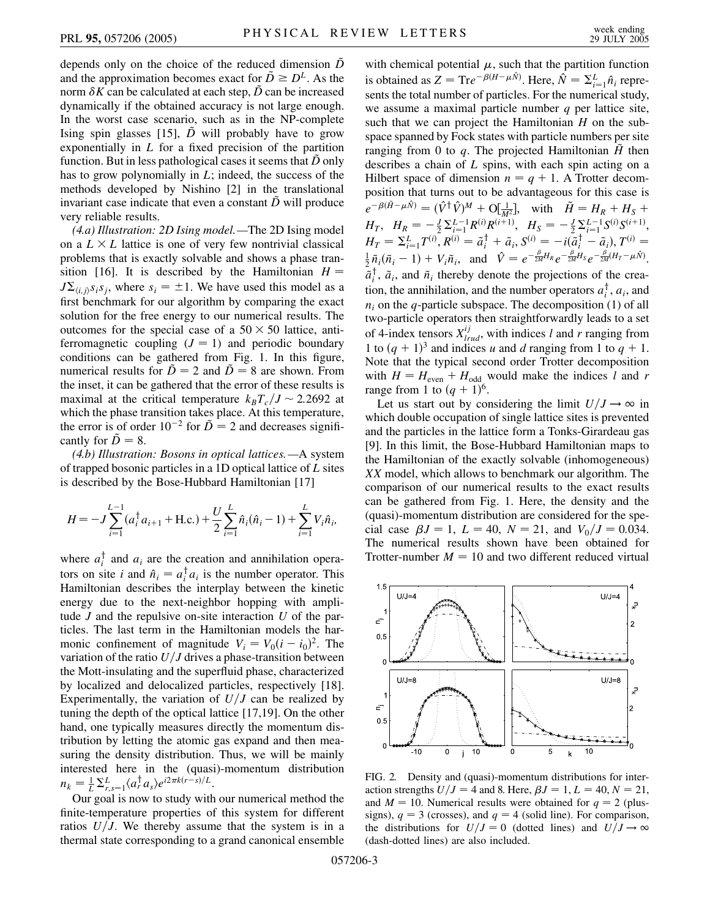depends only on the choice of the reduced dimension $\tilde{D}$ and the approximation becomes exact for $\tilde{D} \geq D^L$. As the norm $\delta K$ can be calculated at each step, $\tilde{D}$ can be increased dynamically if the obtained accuracy is not large enough. In the worst case scenario, such as in the NP-complete Ising spin glasses [15], $\tilde{D}$ will probably have to grow exponentially in $L$ for a fixed precision of the partition function. But in less pathological cases it seems that $\tilde{D}$ only has to grow polynomially in $L$; indeed, the success of the methods developed by Nishino [2] in the translational invariant case indicate that even a constant $\tilde{D}$ will produce very reliable results.

*(4.a) Illustration: 2D Ising model.*—The 2D Ising model on a $L \times L$ lattice is one of very few nontrivial classical problems that is exactly solvable and shows a phase transition [16]. It is described by the Hamiltonian $H = J\Sigma_{\langle i,j\rangle} s_i s_j$, where $s_i = \pm 1$. We have used this model as a first benchmark for our algorithm by comparing the exact solution for the free energy to our numerical results. The outcomes for the special case of a $50 \times 50$ lattice, antiferromagnetic coupling ($J = 1$) and periodic boundary conditions can be gathered from Fig. 1. In this figure, numerical results for $\tilde{D} = 2$ and $\tilde{D} = 8$ are shown. From the inset, it can be gathered that the error of these results is maximal at the critical temperature $k_B T_c/J \sim 2.2692$ at which the phase transition takes place. At this temperature, the error is of order $10^{-2}$ for $\tilde{D} = 2$ and decreases significantly for $\tilde{D} = 8$.

*(4.b) Illustration: Bosons in optical lattices.*—A system of trapped bosonic particles in a 1D optical lattice of $L$ sites is described by the Bose-Hubbard Hamiltonian [17]

$$H = -J\sum_{i=1}^{L-1}(a_i^\dagger a_{i+1} + \text{H.c.}) + \frac{U}{2}\sum_{i=1}^{L}\hat{n}_i(\hat{n}_i - 1) + \sum_{i=1}^{L} V_i \hat{n}_i,$$

where $a_i^\dagger$ and $a_i$ are the creation and annihilation operators on site $i$ and $\hat{n}_i = a_i^\dagger a_i$ is the number operator. This Hamiltonian describes the interplay between the kinetic energy due to the next-neighbor hopping with amplitude $J$ and the repulsive on-site interaction $U$ of the particles. The last term in the Hamiltonian models the harmonic confinement of magnitude $V_i = V_0(i - i_0)^2$. The variation of the ratio $U/J$ drives a phase-transition between the Mott-insulating and the superfluid phase, characterized by localized and delocalized particles, respectively [18]. Experimentally, the variation of $U/J$ can be realized by tuning the depth of the optical lattice [17,19]. On the other hand, one typically measures directly the momentum distribution by letting the atomic gas expand and then measuring the density distribution. Thus, we will be mainly interested here in the (quasi)-momentum distribution $n_k = \frac{1}{L}\sum_{r,s=1}^{L}\langle a_r^\dagger a_s\rangle e^{i2\pi k(r-s)/L}$.

Our goal is now to study with our numerical method the finite-temperature properties of this system for different ratios $U/J$. We thereby assume that the system is in a thermal state corresponding to a grand canonical ensemble with chemical potential $\mu$, such that the partition function is obtained as $Z = \text{Tr}e^{-\beta(H-\mu\hat{N})}$. Here, $\hat{N} = \Sigma_{i=1}^{L}\hat{n}_i$ represents the total number of particles. For the numerical study, we assume a maximal particle number $q$ per lattice site, such that we can project the Hamiltonian $H$ on the subspace spanned by Fock states with particle numbers per site ranging from 0 to $q$. The projected Hamiltonian $\tilde{H}$ then describes a chain of $L$ spins, with each spin acting on a Hilbert space of dimension $n = q + 1$. A Trotter decomposition that turns out to be advantageous for this case is $e^{-\beta(\tilde{H}-\mu\hat{N})} = (\hat{V}^\dagger \hat{V})^M + O[\frac{1}{M^2}]$, with $\tilde{H} = H_R + H_S + H_T$, $H_R = -\frac{J}{2}\Sigma_{i=1}^{L-1}R^{(i)}R^{(i+1)}$, $H_S = -\frac{J}{2}\Sigma_{i=1}^{L-1}S^{(i)}S^{(i+1)}$, $H_T = \Sigma_{i=1}^{L}T^{(i)}$, $R^{(i)} = \tilde{a}_i^\dagger + \tilde{a}_i$, $S^{(i)} = -i(\tilde{a}_i^\dagger - \tilde{a}_i)$, $T^{(i)} = \frac{1}{2}\tilde{n}_i(\tilde{n}_i - 1) + V_i\tilde{n}_i$, and $\hat{V} = e^{-\frac{\beta}{2M}H_R}e^{-\frac{\beta}{2M}H_S}e^{-\frac{\beta}{2M}(H_T-\mu\hat{N})}$. $\tilde{a}_i^\dagger$, $\tilde{a}_i$, and $\tilde{n}_i$ thereby denote the projections of the creation, the annihilation, and the number operators $a_i^\dagger$, $a_i$, and $n_i$ on the $q$-particle subspace. The decomposition (1) of all two-particle operators then straightforwardly leads to a set of 4-index tensors $X_{lrud}^{ij}$, with indices $l$ and $r$ ranging from 1 to $(q+1)^3$ and indices $u$ and $d$ ranging from 1 to $q + 1$. Note that the typical second order Trotter decomposition with $H = H_{\text{even}} + H_{\text{odd}}$ would make the indices $l$ and $r$ range from 1 to $(q+1)^6$.

Let us start out by considering the limit $U/J \to \infty$ in which double occupation of single lattice sites is prevented and the particles in the lattice form a Tonks-Girardeau gas [9]. In this limit, the Bose-Hubbard Hamiltonian maps to the Hamiltonian of the exactly solvable (inhomogeneous) $XX$ model, which allows to benchmark our algorithm. The comparison of our numerical results to the exact results can be gathered from Fig. 1. Here, the density and the (quasi)-momentum distribution are considered for the special case $\beta J = 1$, $L = 40$, $N = 21$, and $V_0/J = 0.034$. The numerical results shown have been obtained for Trotter-number $M = 10$ and two different reduced virtual

FIG. 2. Density and (quasi)-momentum distributions for interaction strengths $U/J = 4$ and 8. Here, $\beta J = 1$, $L = 40$, $N = 21$, and $M = 10$. Numerical results were obtained for $q = 2$ (plus-signs), $q = 3$ (crosses), and $q = 4$ (solid line). For comparison, the distributions for $U/J = 0$ (dotted lines) and $U/J \to \infty$ (dash-dotted lines) are also included.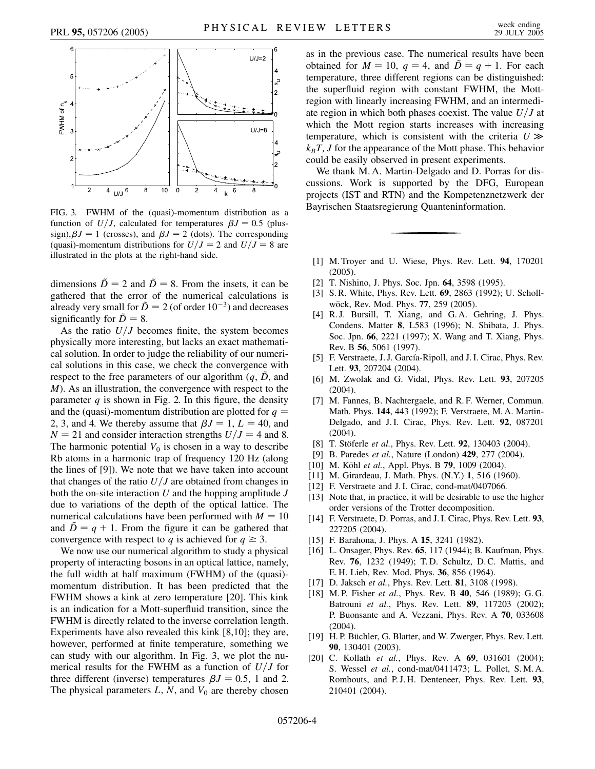6
5
4
3
2
1
FWHM of $n_k$
2 4 6 8 10
U/J

U/J=2
6
4
2
0
$n_k$

U/J=8
4
2
0
$n_k$
0 2 4 6 8
k

FIG. 3. FWHM of the (quasi)-momentum distribution as a function of $U/J$, calculated for temperatures $\beta J = 0.5$ (plus-sign), $\beta J = 1$ (crosses), and $\beta J = 2$ (dots). The corresponding (quasi)-momentum distributions for $U/J = 2$ and $U/J = 8$ are illustrated in the plots at the right-hand side.

dimensions $\tilde{D} = 2$ and $\tilde{D} = 8$. From the insets, it can be gathered that the error of the numerical calculations is already very small for $\tilde{D} = 2$ (of order $10^{-3}$) and decreases significantly for $\tilde{D} = 8$.

As the ratio $U/J$ becomes finite, the system becomes physically more interesting, but lacks an exact mathematical solution. In order to judge the reliability of our numerical solutions in this case, we check the convergence with respect to the free parameters of our algorithm ($q$, $\tilde{D}$, and $M$). As an illustration, the convergence with respect to the parameter $q$ is shown in Fig. 2. In this figure, the density and the (quasi)-momentum distribution are plotted for $q = 2$, 3, and 4. We thereby assume that $\beta J = 1$, $L = 40$, and $N = 21$ and consider interaction strengths $U/J = 4$ and 8. The harmonic potential $V_0$ is chosen in a way to describe Rb atoms in a harmonic trap of frequency 120 Hz (along the lines of [9]). We note that we have taken into account that changes of the ratio $U/J$ are obtained from changes in both the on-site interaction $U$ and the hopping amplitude $J$ due to variations of the depth of the optical lattice. The numerical calculations have been performed with $M = 10$ and $\tilde{D} = q + 1$. From the figure it can be gathered that convergence with respect to $q$ is achieved for $q \geq 3$.

We now use our numerical algorithm to study a physical property of interacting bosons in an optical lattice, namely, the full width at half maximum (FWHM) of the (quasi)-momentum distribution. It has been predicted that the FWHM shows a kink at zero temperature [20]. This kink is an indication for a Mott-superfluid transition, since the FWHM is directly related to the inverse correlation length. Experiments have also revealed this kink [8,10]; they are, however, performed at finite temperature, something we can study with our algorithm. In Fig. 3, we plot the numerical results for the FWHM as a function of $U/J$ for three different (inverse) temperatures $\beta J = 0.5$, 1 and 2. The physical parameters $L$, $N$, and $V_0$ are thereby chosen as in the previous case. The numerical results have been obtained for $M = 10$, $q = 4$, and $\tilde{D} = q + 1$. For each temperature, three different regions can be distinguished: the superfluid region with constant FWHM, the Mott-region with linearly increasing FWHM, and an intermediate region in which both phases coexist. The value $U/J$ at which the Mott region starts increases with increasing temperature, which is consistent with the criteria $U \gg k_B T, J$ for the appearance of the Mott phase. This behavior could be easily observed in present experiments.

We thank M. A. Martin-Delgado and D. Porras for discussions. Work is supported by the DFG, European projects (IST and RTN) and the Kompetenznetzwerk der Bayrischen Staatsregierung Quanteninformation.

---

[1] M. Troyer and U. Wiese, Phys. Rev. Lett. **94**, 170201 (2005).

[2] T. Nishino, J. Phys. Soc. Jpn. **64**, 3598 (1995).

[3] S. R. White, Phys. Rev. Lett. **69**, 2863 (1992); U. Schollwöck, Rev. Mod. Phys. **77**, 259 (2005).

[4] R. J. Bursill, T. Xiang, and G. A. Gehring, J. Phys. Condens. Matter **8**, L583 (1996); N. Shibata, J. Phys. Soc. Jpn. **66**, 2221 (1997); X. Wang and T. Xiang, Phys. Rev. B **56**, 5061 (1997).

[5] F. Verstraete, J. J. García-Ripoll, and J. I. Cirac, Phys. Rev. Lett. **93**, 207204 (2004).

[6] M. Zwolak and G. Vidal, Phys. Rev. Lett. **93**, 207205 (2004).

[7] M. Fannes, B. Nachtergaele, and R. F. Werner, Commun. Math. Phys. **144**, 443 (1992); F. Verstraete, M. A. Martin-Delgado, and J. I. Cirac, Phys. Rev. Lett. **92**, 087201 (2004).

[8] T. Stöferle *et al.*, Phys. Rev. Lett. **92**, 130403 (2004).

[9] B. Paredes *et al.*, Nature (London) **429**, 277 (2004).

[10] M. Köhl *et al.*, Appl. Phys. B **79**, 1009 (2004).

[11] M. Girardeau, J. Math. Phys. (N.Y.) **1**, 516 (1960).

[12] F. Verstraete and J. I. Cirac, cond-mat/0407066.

[13] Note that, in practice, it will be desirable to use the higher order versions of the Trotter decomposition.

[14] F. Verstraete, D. Porras, and J. I. Cirac, Phys. Rev. Lett. **93**, 227205 (2004).

[15] F. Barahona, J. Phys. A **15**, 3241 (1982).

[16] L. Onsager, Phys. Rev. **65**, 117 (1944); B. Kaufman, Phys. Rev. **76**, 1232 (1949); T. D. Schultz, D. C. Mattis, and E. H. Lieb, Rev. Mod. Phys. **36**, 856 (1964).

[17] D. Jaksch *et al.*, Phys. Rev. Lett. **81**, 3108 (1998).

[18] M. P. Fisher *et al.*, Phys. Rev. B **40**, 546 (1989); G. G. Batrouni *et al.*, Phys. Rev. Lett. **89**, 117203 (2002); P. Buonsante and A. Vezzani, Phys. Rev. A **70**, 033608 (2004).

[19] H. P. Büchler, G. Blatter, and W. Zwerger, Phys. Rev. Lett. **90**, 130401 (2003).

[20] C. Kollath *et al.*, Phys. Rev. A **69**, 031601 (2004); S. Wessel *et al.*, cond-mat/0411473; L. Pollet, S. M. A. Rombouts, and P. J. H. Denteneer, Phys. Rev. Lett. **93**, 210401 (2004).